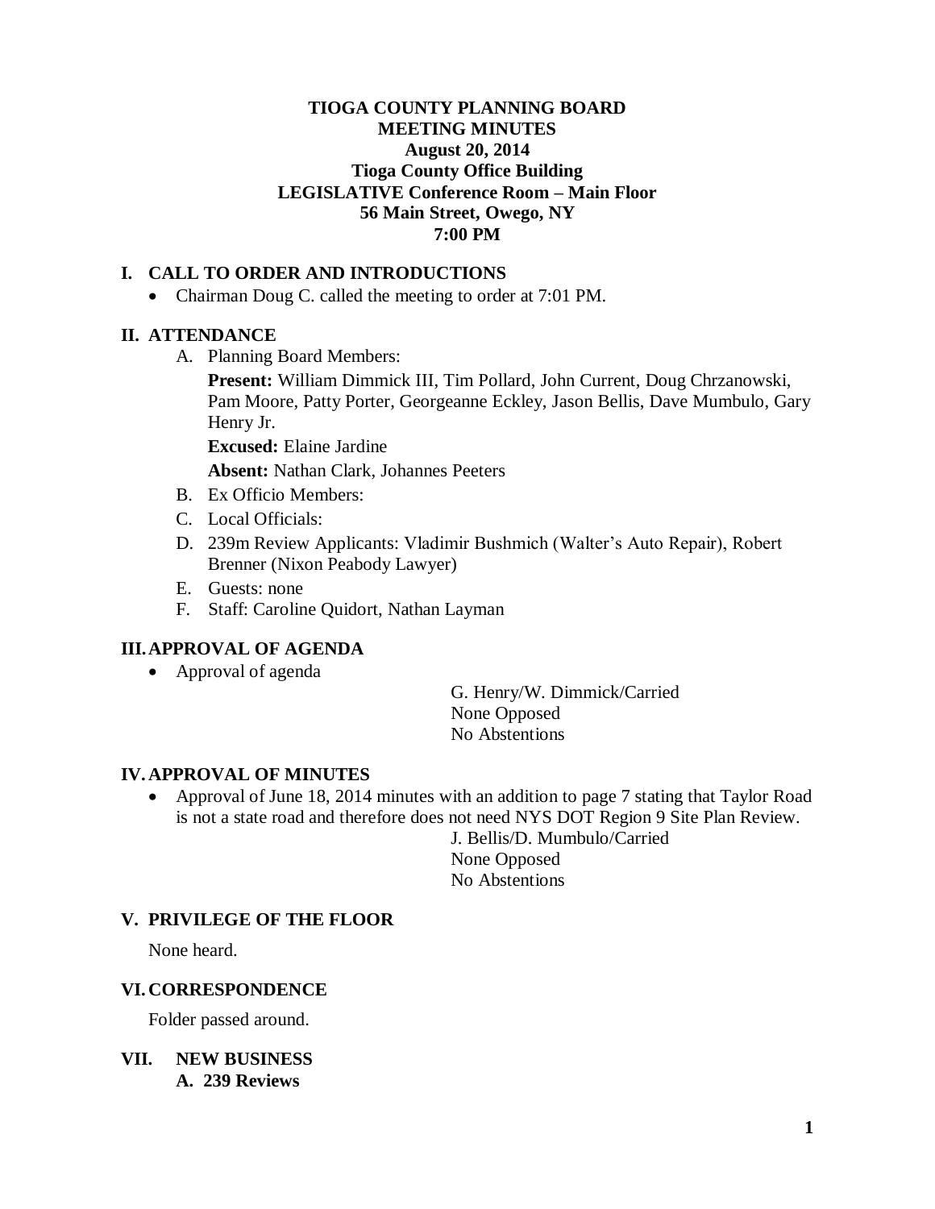# TIOGA COUNTY PLANNING BOARD
# MEETING MINUTES
**August 20, 2014**
**Tioga County Office Building**
**LEGISLATIVE Conference Room – Main Floor**
**56 Main Street, Owego, NY**
**7:00 PM**

## I. CALL TO ORDER AND INTRODUCTIONS

- Chairman Doug C. called the meeting to order at 7:01 PM.

## II. ATTENDANCE

A. Planning Board Members:

**Present:** William Dimmick III, Tim Pollard, John Current, Doug Chrzanowski, Pam Moore, Patty Porter, Georgeanne Eckley, Jason Bellis, Dave Mumbulo, Gary Henry Jr.

**Excused:** Elaine Jardine

**Absent:** Nathan Clark, Johannes Peeters

B. Ex Officio Members:

C. Local Officials:

D. 239m Review Applicants: Vladimir Bushmich (Walter's Auto Repair), Robert Brenner (Nixon Peabody Lawyer)

E. Guests: none

F. Staff: Caroline Quidort, Nathan Layman

## III. APPROVAL OF AGENDA

- Approval of agenda

G. Henry/W. Dimmick/Carried
None Opposed
No Abstentions

## IV. APPROVAL OF MINUTES

- Approval of June 18, 2014 minutes with an addition to page 7 stating that Taylor Road is not a state road and therefore does not need NYS DOT Region 9 Site Plan Review.

J. Bellis/D. Mumbulo/Carried
None Opposed
No Abstentions

## V. PRIVILEGE OF THE FLOOR

None heard.

## VI. CORRESPONDENCE

Folder passed around.

## VII. NEW BUSINESS

### A. 239 Reviews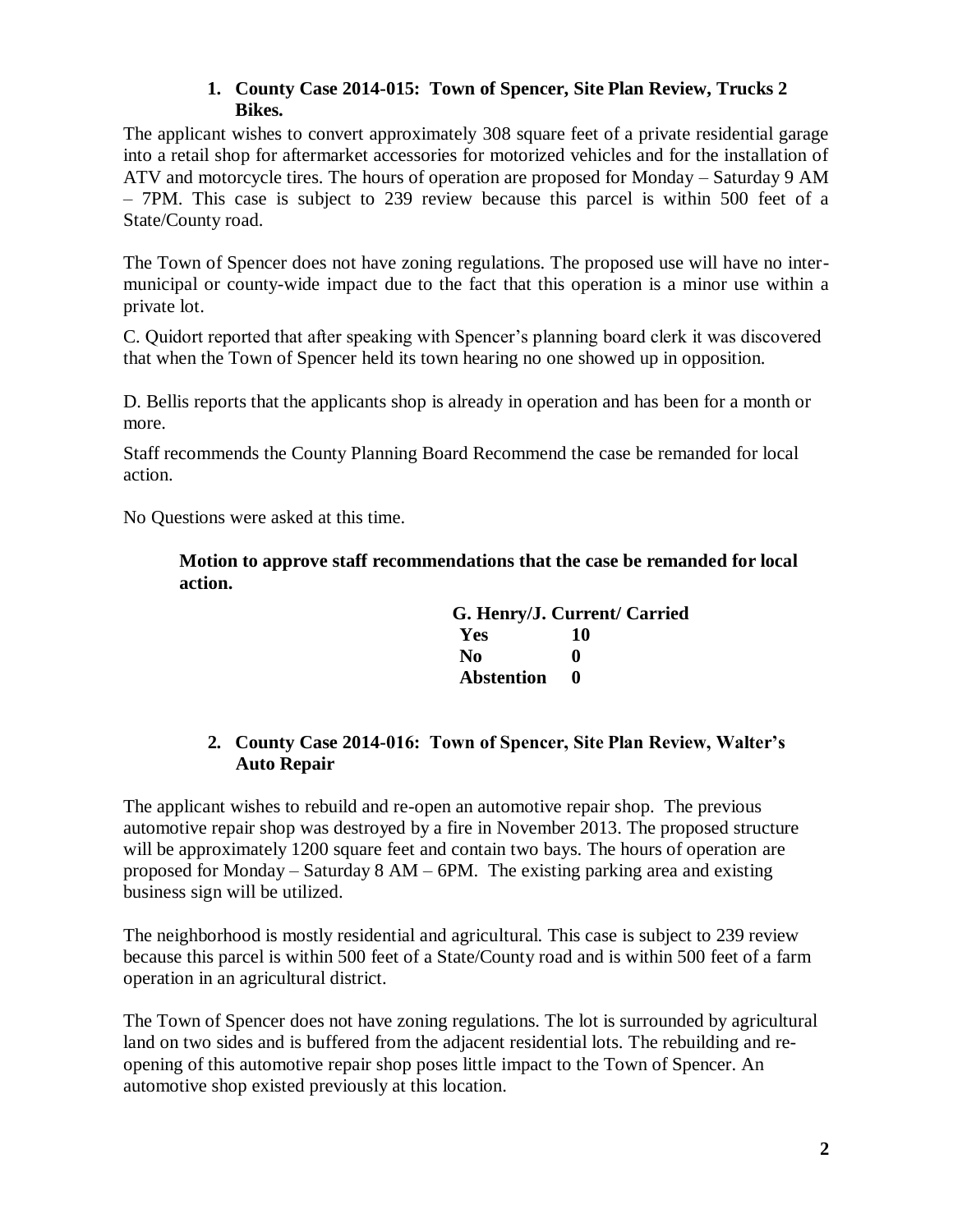1. **County Case 2014-015: Town of Spencer, Site Plan Review, Trucks 2 Bikes.**

The applicant wishes to convert approximately 308 square feet of a private residential garage into a retail shop for aftermarket accessories for motorized vehicles and for the installation of ATV and motorcycle tires. The hours of operation are proposed for Monday – Saturday 9 AM – 7PM. This case is subject to 239 review because this parcel is within 500 feet of a State/County road.

The Town of Spencer does not have zoning regulations. The proposed use will have no inter-municipal or county-wide impact due to the fact that this operation is a minor use within a private lot.

C. Quidort reported that after speaking with Spencer's planning board clerk it was discovered that when the Town of Spencer held its town hearing no one showed up in opposition.

D. Bellis reports that the applicants shop is already in operation and has been for a month or more.

Staff recommends the County Planning Board Recommend the case be remanded for local action.

No Questions were asked at this time.

**Motion to approve staff recommendations that the case be remanded for local action.**

**G. Henry/J. Current/ Carried**

| | |
|---|---|
| **Yes** | **10** |
| **No** | **0** |
| **Abstention** | **0** |

2. **County Case 2014-016: Town of Spencer, Site Plan Review, Walter's Auto Repair**

The applicant wishes to rebuild and re-open an automotive repair shop. The previous automotive repair shop was destroyed by a fire in November 2013. The proposed structure will be approximately 1200 square feet and contain two bays. The hours of operation are proposed for Monday – Saturday 8 AM – 6PM. The existing parking area and existing business sign will be utilized.

The neighborhood is mostly residential and agricultural. This case is subject to 239 review because this parcel is within 500 feet of a State/County road and is within 500 feet of a farm operation in an agricultural district.

The Town of Spencer does not have zoning regulations. The lot is surrounded by agricultural land on two sides and is buffered from the adjacent residential lots. The rebuilding and re-opening of this automotive repair shop poses little impact to the Town of Spencer. An automotive shop existed previously at this location.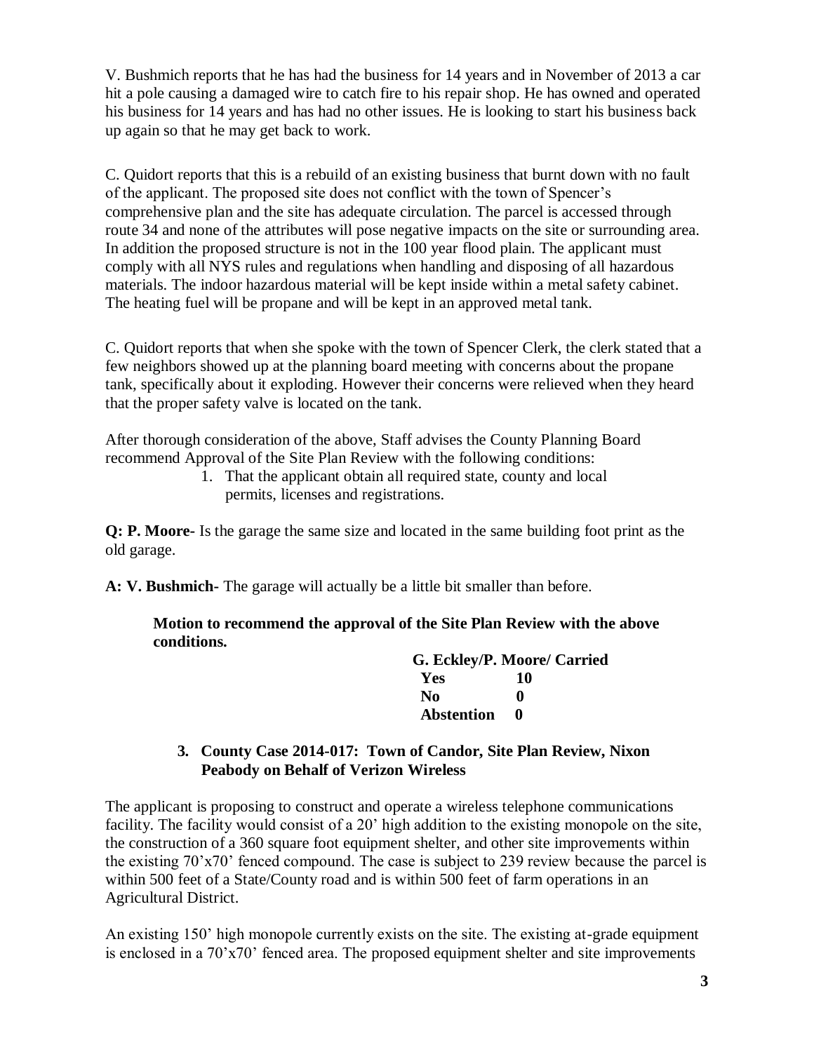V. Bushmich reports that he has had the business for 14 years and in November of 2013 a car hit a pole causing a damaged wire to catch fire to his repair shop. He has owned and operated his business for 14 years and has had no other issues. He is looking to start his business back up again so that he may get back to work.

C. Quidort reports that this is a rebuild of an existing business that burnt down with no fault of the applicant. The proposed site does not conflict with the town of Spencer's comprehensive plan and the site has adequate circulation. The parcel is accessed through route 34 and none of the attributes will pose negative impacts on the site or surrounding area. In addition the proposed structure is not in the 100 year flood plain. The applicant must comply with all NYS rules and regulations when handling and disposing of all hazardous materials. The indoor hazardous material will be kept inside within a metal safety cabinet. The heating fuel will be propane and will be kept in an approved metal tank.

C. Quidort reports that when she spoke with the town of Spencer Clerk, the clerk stated that a few neighbors showed up at the planning board meeting with concerns about the propane tank, specifically about it exploding. However their concerns were relieved when they heard that the proper safety valve is located on the tank.

After thorough consideration of the above, Staff advises the County Planning Board recommend Approval of the Site Plan Review with the following conditions:

1. That the applicant obtain all required state, county and local permits, licenses and registrations.

**Q: P. Moore-** Is the garage the same size and located in the same building foot print as the old garage.

**A: V. Bushmich-** The garage will actually be a little bit smaller than before.

**Motion to recommend the approval of the Site Plan Review with the above conditions.**

**G. Eckley/P. Moore/ Carried**

| | |
|---|---|
| **Yes** | **10** |
| **No** | **0** |
| **Abstention** | **0** |

### 3. County Case 2014-017: Town of Candor, Site Plan Review, Nixon Peabody on Behalf of Verizon Wireless

The applicant is proposing to construct and operate a wireless telephone communications facility. The facility would consist of a 20' high addition to the existing monopole on the site, the construction of a 360 square foot equipment shelter, and other site improvements within the existing 70'x70' fenced compound. The case is subject to 239 review because the parcel is within 500 feet of a State/County road and is within 500 feet of farm operations in an Agricultural District.

An existing 150' high monopole currently exists on the site. The existing at-grade equipment is enclosed in a 70'x70' fenced area. The proposed equipment shelter and site improvements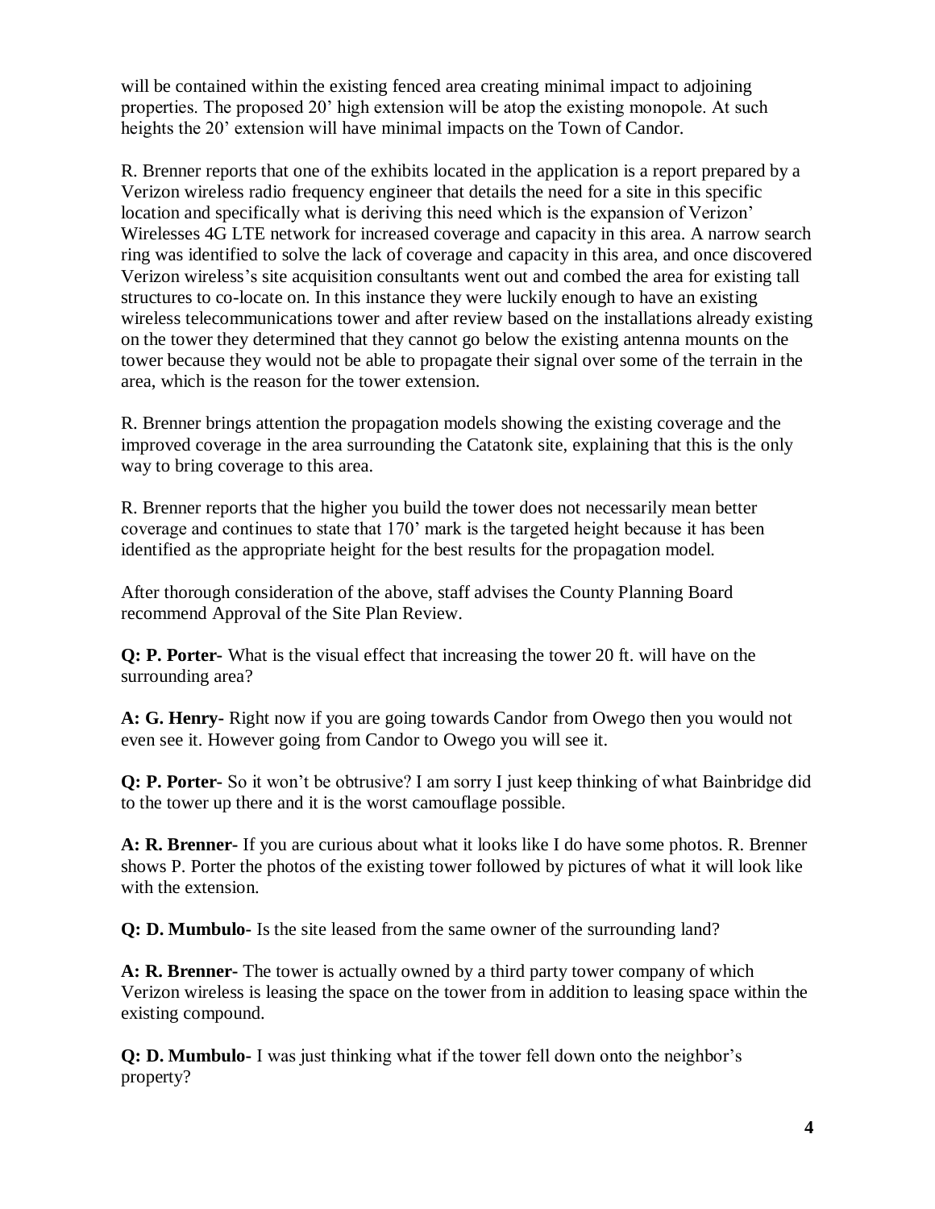will be contained within the existing fenced area creating minimal impact to adjoining properties. The proposed 20' high extension will be atop the existing monopole. At such heights the 20' extension will have minimal impacts on the Town of Candor.

R. Brenner reports that one of the exhibits located in the application is a report prepared by a Verizon wireless radio frequency engineer that details the need for a site in this specific location and specifically what is deriving this need which is the expansion of Verizon' Wirelesses 4G LTE network for increased coverage and capacity in this area. A narrow search ring was identified to solve the lack of coverage and capacity in this area, and once discovered Verizon wireless's site acquisition consultants went out and combed the area for existing tall structures to co-locate on. In this instance they were luckily enough to have an existing wireless telecommunications tower and after review based on the installations already existing on the tower they determined that they cannot go below the existing antenna mounts on the tower because they would not be able to propagate their signal over some of the terrain in the area, which is the reason for the tower extension.

R. Brenner brings attention the propagation models showing the existing coverage and the improved coverage in the area surrounding the Catatonk site, explaining that this is the only way to bring coverage to this area.

R. Brenner reports that the higher you build the tower does not necessarily mean better coverage and continues to state that 170' mark is the targeted height because it has been identified as the appropriate height for the best results for the propagation model.

After thorough consideration of the above, staff advises the County Planning Board recommend Approval of the Site Plan Review.

**Q: P. Porter-** What is the visual effect that increasing the tower 20 ft. will have on the surrounding area?

**A: G. Henry-** Right now if you are going towards Candor from Owego then you would not even see it. However going from Candor to Owego you will see it.

**Q: P. Porter-** So it won't be obtrusive? I am sorry I just keep thinking of what Bainbridge did to the tower up there and it is the worst camouflage possible.

**A: R. Brenner-** If you are curious about what it looks like I do have some photos. R. Brenner shows P. Porter the photos of the existing tower followed by pictures of what it will look like with the extension.

**Q: D. Mumbulo-** Is the site leased from the same owner of the surrounding land?

**A: R. Brenner-** The tower is actually owned by a third party tower company of which Verizon wireless is leasing the space on the tower from in addition to leasing space within the existing compound.

**Q: D. Mumbulo-** I was just thinking what if the tower fell down onto the neighbor's property?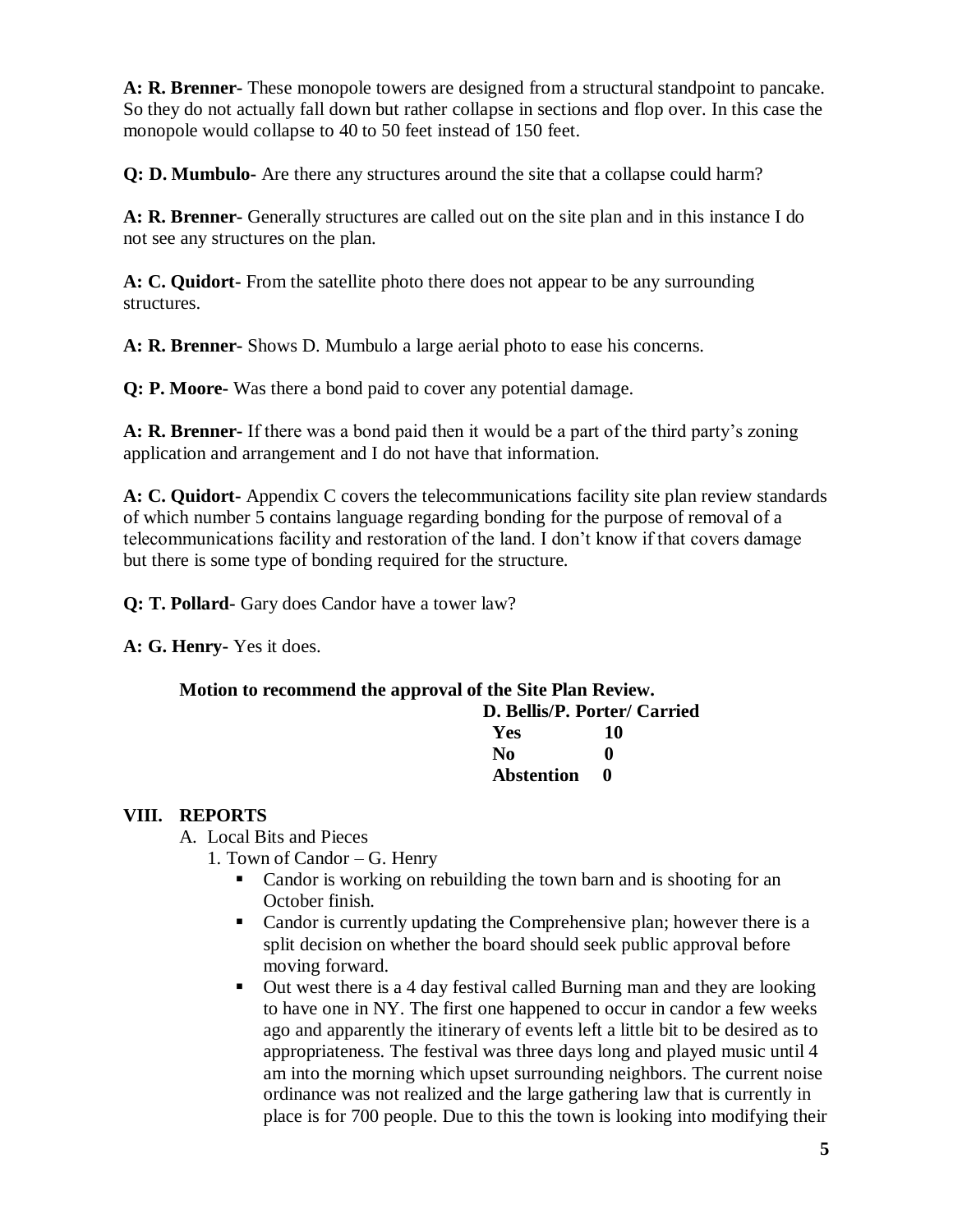**A: R. Brenner-** These monopole towers are designed from a structural standpoint to pancake. So they do not actually fall down but rather collapse in sections and flop over. In this case the monopole would collapse to 40 to 50 feet instead of 150 feet.

**Q: D. Mumbulo-** Are there any structures around the site that a collapse could harm?

**A: R. Brenner-** Generally structures are called out on the site plan and in this instance I do not see any structures on the plan.

**A: C. Quidort-** From the satellite photo there does not appear to be any surrounding structures.

**A: R. Brenner-** Shows D. Mumbulo a large aerial photo to ease his concerns.

**Q: P. Moore-** Was there a bond paid to cover any potential damage.

**A: R. Brenner-** If there was a bond paid then it would be a part of the third party's zoning application and arrangement and I do not have that information.

**A: C. Quidort-** Appendix C covers the telecommunications facility site plan review standards of which number 5 contains language regarding bonding for the purpose of removal of a telecommunications facility and restoration of the land. I don't know if that covers damage but there is some type of bonding required for the structure.

**Q: T. Pollard-** Gary does Candor have a tower law?

**A: G. Henry-** Yes it does.

**Motion to recommend the approval of the Site Plan Review.**

**D. Bellis/P. Porter/ Carried**

| | |
|---|---|
| **Yes** | **10** |
| **No** | **0** |
| **Abstention** | **0** |

## VIII. REPORTS

A. Local Bits and Pieces

1. Town of Candor – G. Henry
   - Candor is working on rebuilding the town barn and is shooting for an October finish.
   - Candor is currently updating the Comprehensive plan; however there is a split decision on whether the board should seek public approval before moving forward.
   - Out west there is a 4 day festival called Burning man and they are looking to have one in NY. The first one happened to occur in candor a few weeks ago and apparently the itinerary of events left a little bit to be desired as to appropriateness. The festival was three days long and played music until 4 am into the morning which upset surrounding neighbors. The current noise ordinance was not realized and the large gathering law that is currently in place is for 700 people. Due to this the town is looking into modifying their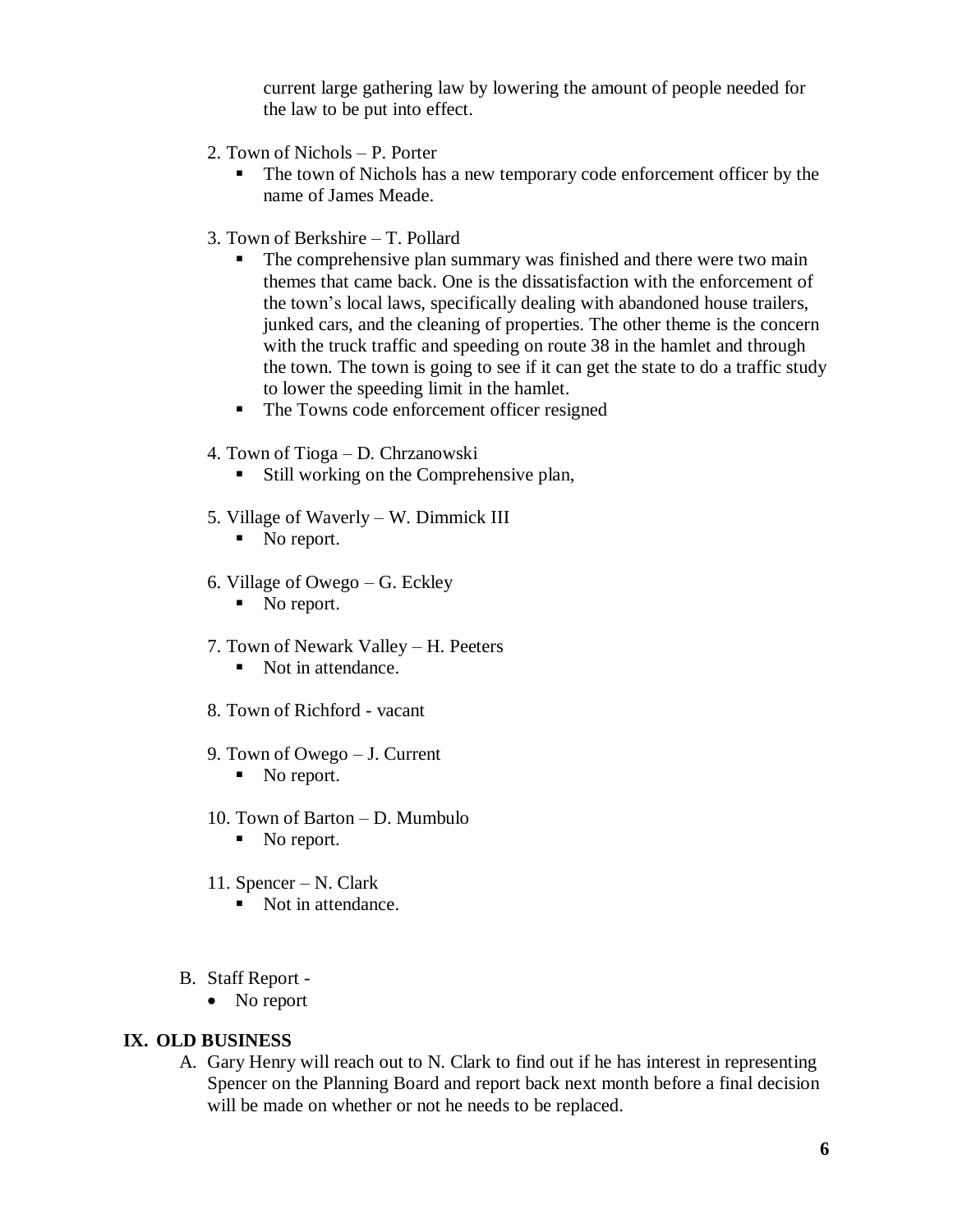current large gathering law by lowering the amount of people needed for the law to be put into effect.

2. Town of Nichols – P. Porter
   - The town of Nichols has a new temporary code enforcement officer by the name of James Meade.

3. Town of Berkshire – T. Pollard
   - The comprehensive plan summary was finished and there were two main themes that came back. One is the dissatisfaction with the enforcement of the town's local laws, specifically dealing with abandoned house trailers, junked cars, and the cleaning of properties. The other theme is the concern with the truck traffic and speeding on route 38 in the hamlet and through the town. The town is going to see if it can get the state to do a traffic study to lower the speeding limit in the hamlet.
   - The Towns code enforcement officer resigned

4. Town of Tioga – D. Chrzanowski
   - Still working on the Comprehensive plan,

5. Village of Waverly – W. Dimmick III
   - No report.

6. Village of Owego – G. Eckley
   - No report.

7. Town of Newark Valley – H. Peeters
   - Not in attendance.

8. Town of Richford - vacant

9. Town of Owego – J. Current
   - No report.

10. Town of Barton – D. Mumbulo
    - No report.

11. Spencer – N. Clark
    - Not in attendance.

B. Staff Report -
   - No report

## IX. OLD BUSINESS

A. Gary Henry will reach out to N. Clark to find out if he has interest in representing Spencer on the Planning Board and report back next month before a final decision will be made on whether or not he needs to be replaced.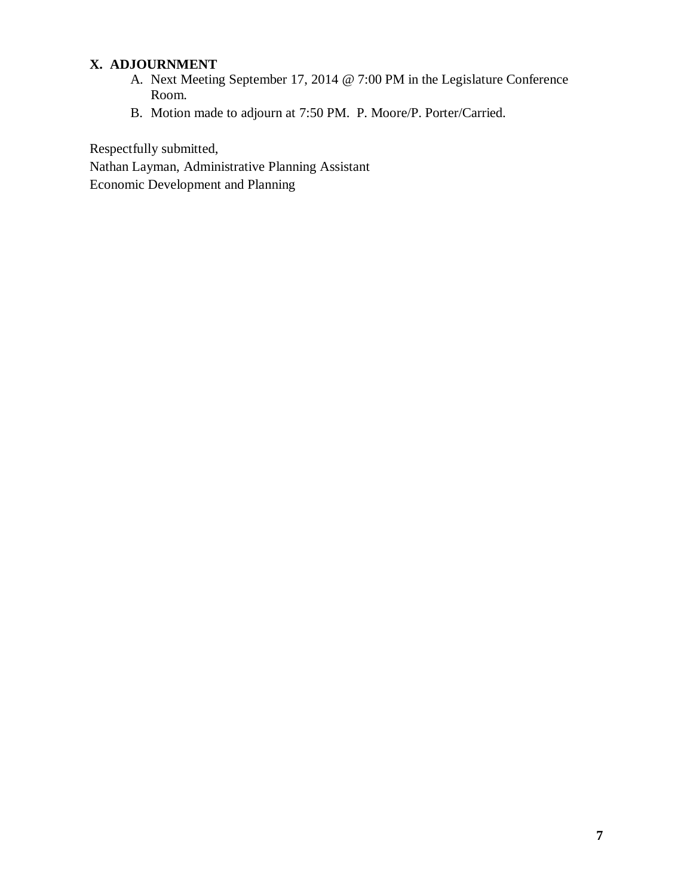**X. ADJOURNMENT**

A. Next Meeting September 17, 2014 @ 7:00 PM in the Legislature Conference Room.
B. Motion made to adjourn at 7:50 PM. P. Moore/P. Porter/Carried.

Respectfully submitted,
Nathan Layman, Administrative Planning Assistant
Economic Development and Planning